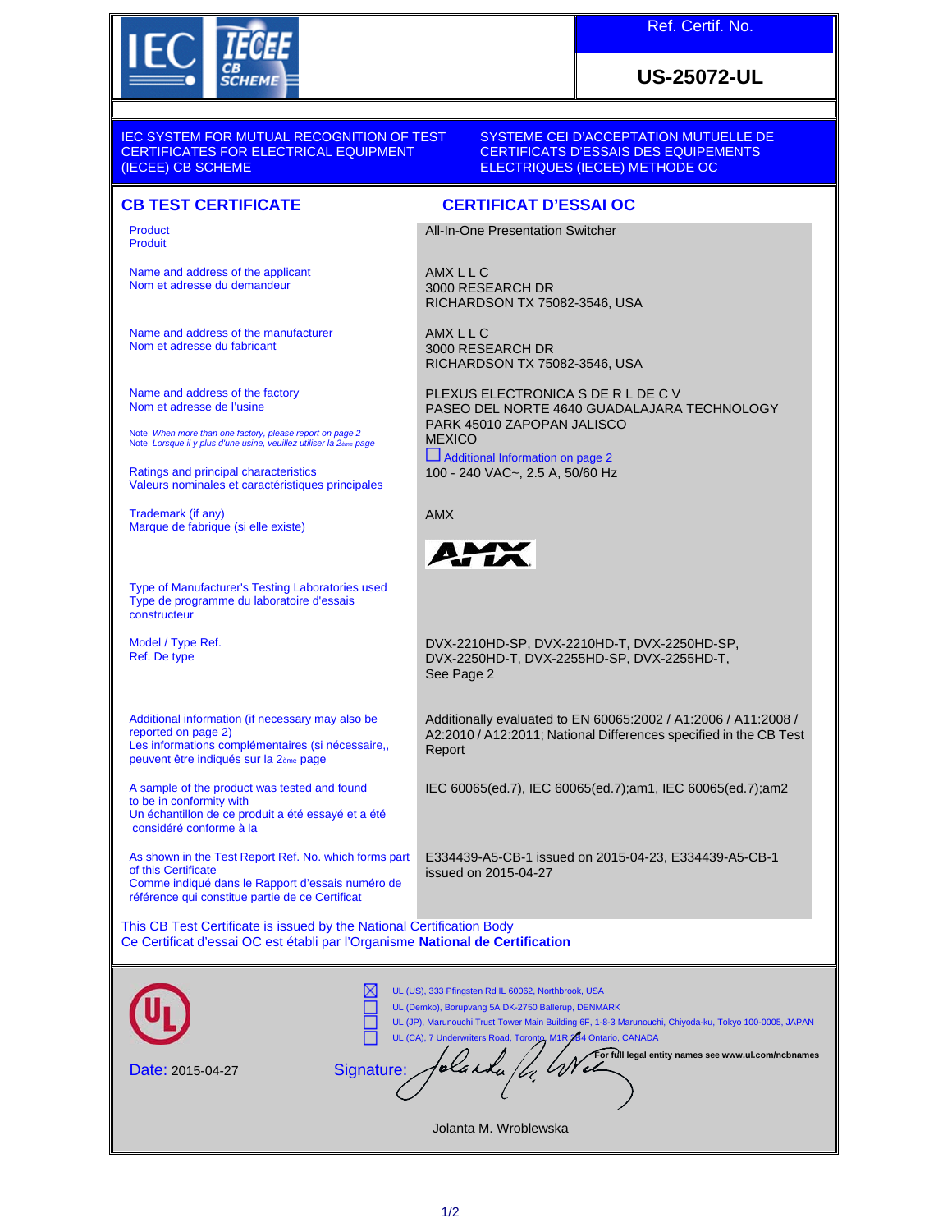Ref. Certif. No.

**US-25072-UL**

IEC SYSTEM FOR MUTUAL RECOGNITION OF TEST CERTIFICATES FOR ELECTRICAL EQUIPMENT (IECEE) CB SCHEME

SYSTEME CEI D'ACCEPTATION MUTUELLE DE CERTIFICATS D'ESSAIS DES EQUIPEMENTS ELECTRIQUES (IECEE) METHODE OC

## CB TEST CERTIFICATE

## CERTIFICAT D'ESSAI OC

| | |
|---|---|
| Product<br>Produit | All-In-One Presentation Switcher |
| Name and address of the applicant<br>Nom et adresse du demandeur | AMX L L C<br>3000 RESEARCH DR<br>RICHARDSON TX 75082-3546, USA |
| Name and address of the manufacturer<br>Nom et adresse du fabricant | AMX L L C<br>3000 RESEARCH DR<br>RICHARDSON TX 75082-3546, USA |
| Name and address of the factory<br>Nom et adresse de l'usine<br><br>Note: *When more than one factory, please report on page 2*<br>Note: *Lorsque il y plus d'une usine, veuillez utiliser la 2ème page* | PLEXUS ELECTRONICA S DE R L DE C V<br>PASEO DEL NORTE 4640 GUADALAJARA TECHNOLOGY PARK 45010 ZAPOPAN JALISCO<br>MEXICO<br>☐ Additional Information on page 2 |
| Ratings and principal characteristics<br>Valeurs nominales et caractéristiques principales | 100 - 240 VAC~, 2.5 A, 50/60 Hz |
| Trademark (if any)<br>Marque de fabrique (si elle existe) | AMX<br>AMX |
| Type of Manufacturer's Testing Laboratories used<br>Type de programme du laboratoire d'essais constructeur | |
| Model / Type Ref.<br>Ref. De type | DVX-2210HD-SP, DVX-2210HD-T, DVX-2250HD-SP, DVX-2250HD-T, DVX-2255HD-SP, DVX-2255HD-T,<br>See Page 2 |
| Additional information (if necessary may also be reported on page 2)<br>Les informations complémentaires (si nécessaire,, peuvent être indiqués sur la 2ème page | Additionally evaluated to EN 60065:2002 / A1:2006 / A11:2008 / A2:2010 / A12:2011; National Differences specified in the CB Test Report |
| A sample of the product was tested and found to be in conformity with<br>Un échantillon de ce produit a été essayé et a été considéré conforme à la | IEC 60065(ed.7), IEC 60065(ed.7);am1, IEC 60065(ed.7);am2 |
| As shown in the Test Report Ref. No. which forms part of this Certificate<br>Comme indiqué dans le Rapport d'essais numéro de référence qui constitue partie de ce Certificat | E334439-A5-CB-1 issued on 2015-04-23, E334439-A5-CB-1 issued on 2015-04-27 |

This CB Test Certificate is issued by the National Certification Body
Ce Certificat d'essai OC est établi par l'Organisme **National de Certification**

☒ UL (US), 333 Pfingsten Rd IL 60062, Northbrook, USA
☐ UL (Demko), Borupvang 5A DK-2750 Ballerup, DENMARK
☐ UL (JP), Marunouchi Trust Tower Main Building 6F, 1-8-3 Marunouchi, Chiyoda-ku, Tokyo 100-0005, JAPAN
☐ UL (CA), 7 Underwriters Road, Toronto, M1R 3B4 Ontario, CANADA

**For full legal entity names see www.ul.com/ncbnames**

Date: 2015-04-27

Signature:

Jolanta M. Wroblewska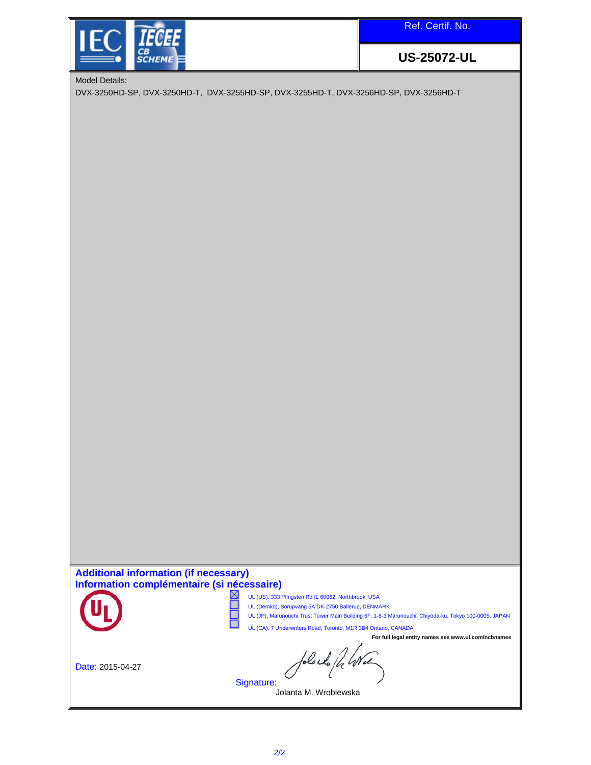Ref. Certif. No.

**US-25072-UL**

Model Details:

DVX-3250HD-SP, DVX-3250HD-T, DVX-3255HD-SP, DVX-3255HD-T, DVX-3256HD-SP, DVX-3256HD-T

**Additional information (if necessary)**
**Information complémentaire (si nécessaire)**

- [x] UL (US), 333 Pfingsten Rd IL 60062, Northbrook, USA
- [ ] UL (Demko), Borupvang 5A DK-2750 Ballerup, DENMARK
- [ ] UL (JP), Marunouchi Trust Tower Main Building 6F, 1-8-3 Marunouchi, Chiyoda-ku, Tokyo 100-0005, JAPAN
- [ ] UL (CA), 7 Underwriters Road, Toronto, M1R 3B4 Ontario, CANADA

**For full legal entity names see www.ul.com/ncbnames**

Date: 2015-04-27

Signature:

Jolanta M. Wroblewska